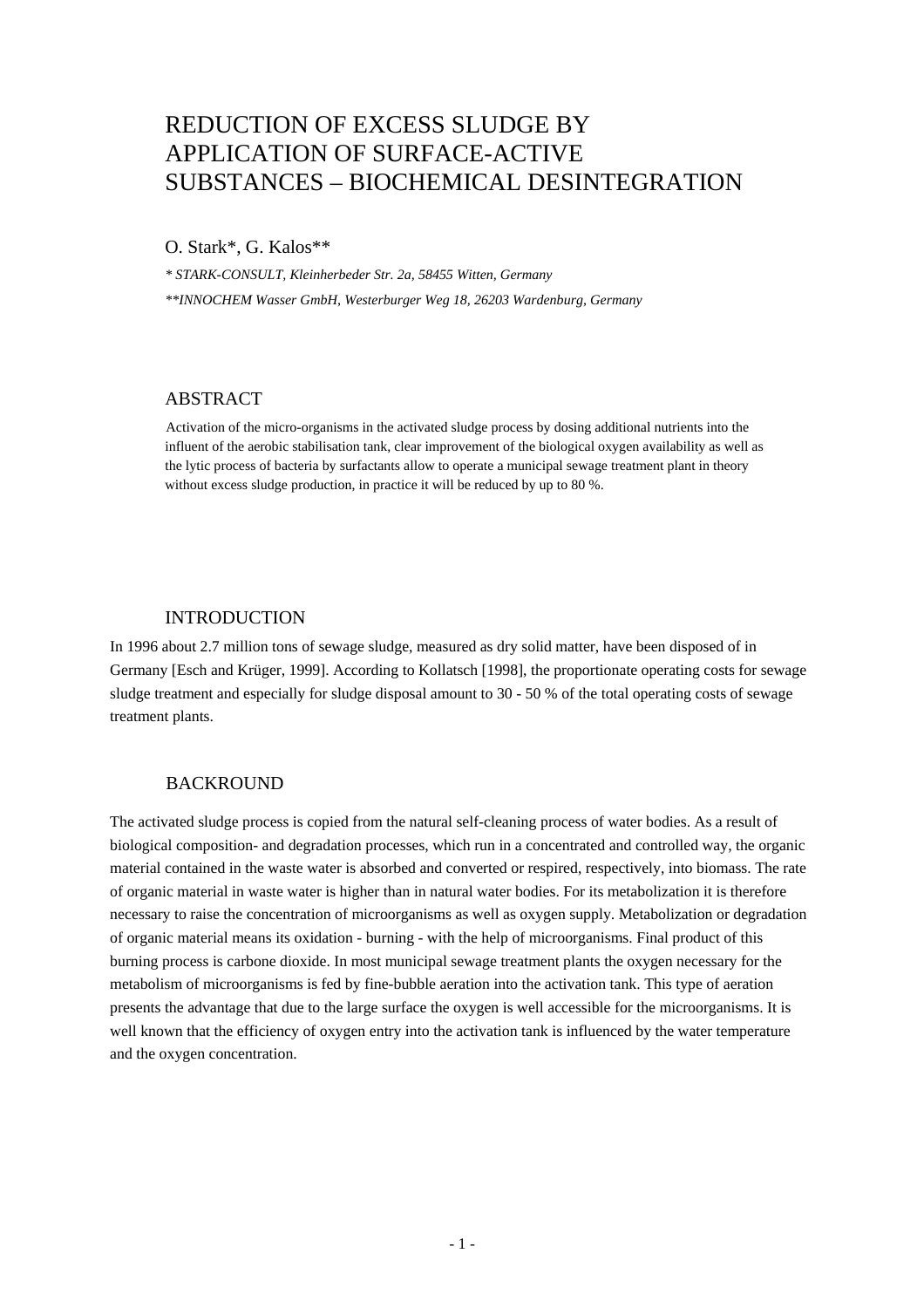# REDUCTION OF EXCESS SLUDGE BY APPLICATION OF SURFACE-ACTIVE SUBSTANCES – BIOCHEMICAL DESINTEGRATION

O. Stark*, G. Kalos**

*\* STARK-CONSULT, Kleinherbeder Str. 2a, 58455 Witten, Germany*

*\*\*INNOCHEM Wasser GmbH, Westerburger Weg 18, 26203 Wardenburg, Germany*

## ABSTRACT

Activation of the micro-organisms in the activated sludge process by dosing additional nutrients into the influent of the aerobic stabilisation tank, clear improvement of the biological oxygen availability as well as the lytic process of bacteria by surfactants allow to operate a municipal sewage treatment plant in theory without excess sludge production, in practice it will be reduced by up to 80 %.

## INTRODUCTION

In 1996 about 2.7 million tons of sewage sludge, measured as dry solid matter, have been disposed of in Germany [Esch and Krüger, 1999]. According to Kollatsch [1998], the proportionate operating costs for sewage sludge treatment and especially for sludge disposal amount to 30 - 50 % of the total operating costs of sewage treatment plants.

## BACKROUND

The activated sludge process is copied from the natural self-cleaning process of water bodies. As a result of biological composition- and degradation processes, which run in a concentrated and controlled way, the organic material contained in the waste water is absorbed and converted or respired, respectively, into biomass. The rate of organic material in waste water is higher than in natural water bodies. For its metabolization it is therefore necessary to raise the concentration of microorganisms as well as oxygen supply. Metabolization or degradation of organic material means its oxidation - burning - with the help of microorganisms. Final product of this burning process is carbone dioxide. In most municipal sewage treatment plants the oxygen necessary for the metabolism of microorganisms is fed by fine-bubble aeration into the activation tank. This type of aeration presents the advantage that due to the large surface the oxygen is well accessible for the microorganisms. It is well known that the efficiency of oxygen entry into the activation tank is influenced by the water temperature and the oxygen concentration.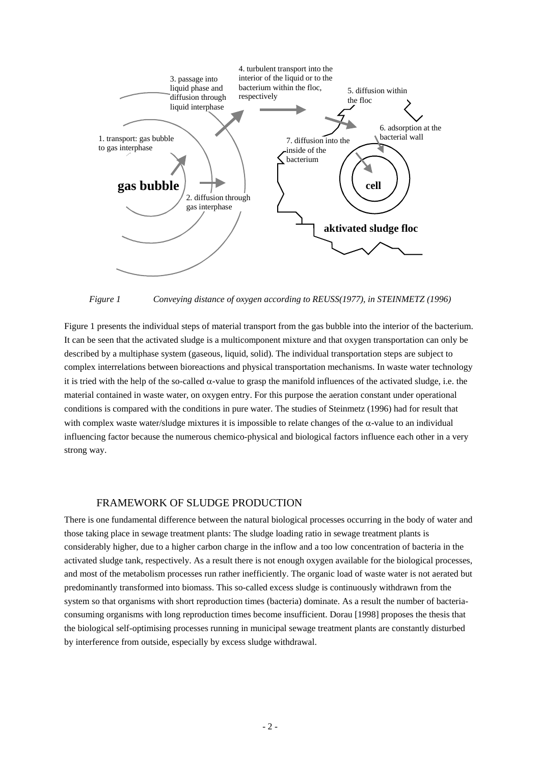*Figure 1 Conveying distance of oxygen according to REUSS(1977), in STEINMETZ (1996)*

Figure 1 presents the individual steps of material transport from the gas bubble into the interior of the bacterium. It can be seen that the activated sludge is a multicomponent mixture and that oxygen transportation can only be described by a multiphase system (gaseous, liquid, solid). The individual transportation steps are subject to complex interrelations between bioreactions and physical transportation mechanisms. In waste water technology it is tried with the help of the so-called $\alpha$-value to grasp the manifold influences of the activated sludge, i.e. the material contained in waste water, on oxygen entry. For this purpose the aeration constant under operational conditions is compared with the conditions in pure water. The studies of Steinmetz (1996) had for result that with complex waste water/sludge mixtures it is impossible to relate changes of the $\alpha$-value to an individual influencing factor because the numerous chemico-physical and biological factors influence each other in a very strong way.

## FRAMEWORK OF SLUDGE PRODUCTION

There is one fundamental difference between the natural biological processes occurring in the body of water and those taking place in sewage treatment plants: The sludge loading ratio in sewage treatment plants is considerably higher, due to a higher carbon charge in the inflow and a too low concentration of bacteria in the activated sludge tank, respectively. As a result there is not enough oxygen available for the biological processes, and most of the metabolism processes run rather inefficiently. The organic load of waste water is not aerated but predominantly transformed into biomass. This so-called excess sludge is continuously withdrawn from the system so that organisms with short reproduction times (bacteria) dominate. As a result the number of bacteria-consuming organisms with long reproduction times become insufficient. Dorau [1998] proposes the thesis that the biological self-optimising processes running in municipal sewage treatment plants are constantly disturbed by interference from outside, especially by excess sludge withdrawal.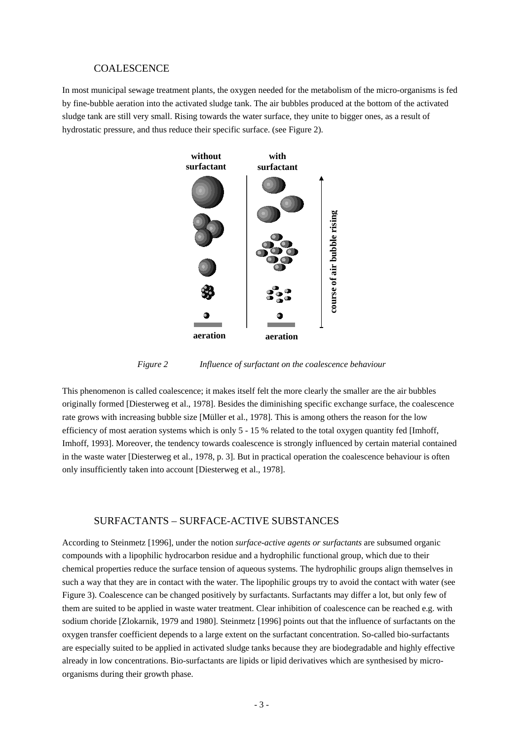## COALESCENCE

In most municipal sewage treatment plants, the oxygen needed for the metabolism of the micro-organisms is fed by fine-bubble aeration into the activated sludge tank. The air bubbles produced at the bottom of the activated sludge tank are still very small. Rising towards the water surface, they unite to bigger ones, as a result of hydrostatic pressure, and thus reduce their specific surface. (see Figure 2).

*Figure 2 Influence of surfactant on the coalescence behaviour*

This phenomenon is called coalescence; it makes itself felt the more clearly the smaller are the air bubbles originally formed [Diesterweg et al., 1978]. Besides the diminishing specific exchange surface, the coalescence rate grows with increasing bubble size [Müller et al., 1978]. This is among others the reason for the low efficiency of most aeration systems which is only 5 - 15 % related to the total oxygen quantity fed [Imhoff, Imhoff, 1993]. Moreover, the tendency towards coalescence is strongly influenced by certain material contained in the waste water [Diesterweg et al., 1978, p. 3]. But in practical operation the coalescence behaviour is often only insufficiently taken into account [Diesterweg et al., 1978].

## SURFACTANTS – SURFACE-ACTIVE SUBSTANCES

According to Steinmetz [1996], under the notion *surface-active agents or surfactants* are subsumed organic compounds with a lipophilic hydrocarbon residue and a hydrophilic functional group, which due to their chemical properties reduce the surface tension of aqueous systems. The hydrophilic groups align themselves in such a way that they are in contact with the water. The lipophilic groups try to avoid the contact with water (see Figure 3). Coalescence can be changed positively by surfactants. Surfactants may differ a lot, but only few of them are suited to be applied in waste water treatment. Clear inhibition of coalescence can be reached e.g. with sodium choride [Zlokarnik, 1979 and 1980]. Steinmetz [1996] points out that the influence of surfactants on the oxygen transfer coefficient depends to a large extent on the surfactant concentration. So-called bio-surfactants are especially suited to be applied in activated sludge tanks because they are biodegradable and highly effective already in low concentrations. Bio-surfactants are lipids or lipid derivatives which are synthesised by micro-organisms during their growth phase.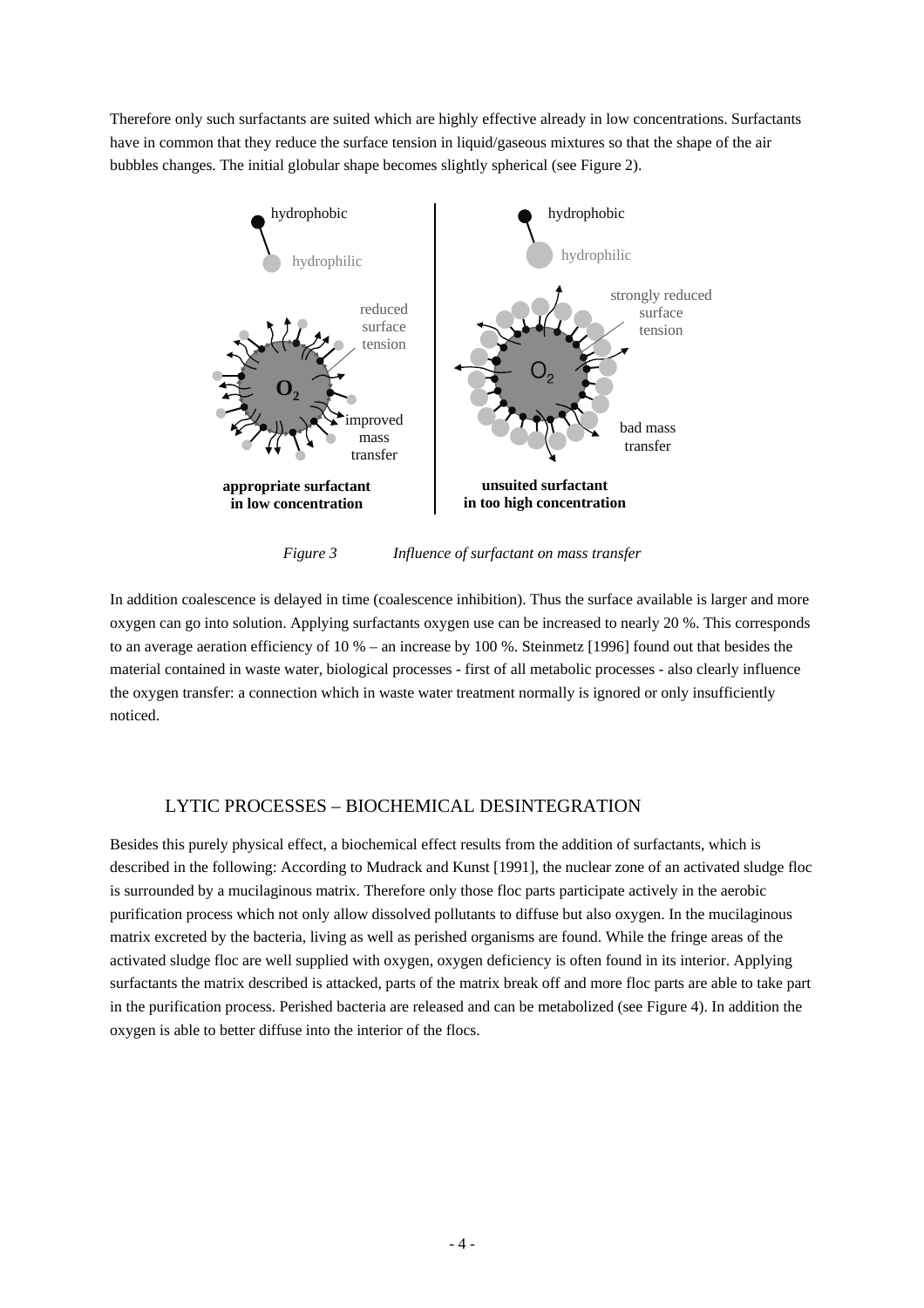Therefore only such surfactants are suited which are highly effective already in low concentrations. Surfactants have in common that they reduce the surface tension in liquid/gaseous mixtures so that the shape of the air bubbles changes. The initial globular shape becomes slightly spherical (see Figure 2).

*Figure 3 Influence of surfactant on mass transfer*

In addition coalescence is delayed in time (coalescence inhibition). Thus the surface available is larger and more oxygen can go into solution. Applying surfactants oxygen use can be increased to nearly 20 %. This corresponds to an average aeration efficiency of 10 % – an increase by 100 %. Steinmetz [1996] found out that besides the material contained in waste water, biological processes - first of all metabolic processes - also clearly influence the oxygen transfer: a connection which in waste water treatment normally is ignored or only insufficiently noticed.

## LYTIC PROCESSES – BIOCHEMICAL DESINTEGRATION

Besides this purely physical effect, a biochemical effect results from the addition of surfactants, which is described in the following: According to Mudrack and Kunst [1991], the nuclear zone of an activated sludge floc is surrounded by a mucilaginous matrix. Therefore only those floc parts participate actively in the aerobic purification process which not only allow dissolved pollutants to diffuse but also oxygen. In the mucilaginous matrix excreted by the bacteria, living as well as perished organisms are found. While the fringe areas of the activated sludge floc are well supplied with oxygen, oxygen deficiency is often found in its interior. Applying surfactants the matrix described is attacked, parts of the matrix break off and more floc parts are able to take part in the purification process. Perished bacteria are released and can be metabolized (see Figure 4). In addition the oxygen is able to better diffuse into the interior of the flocs.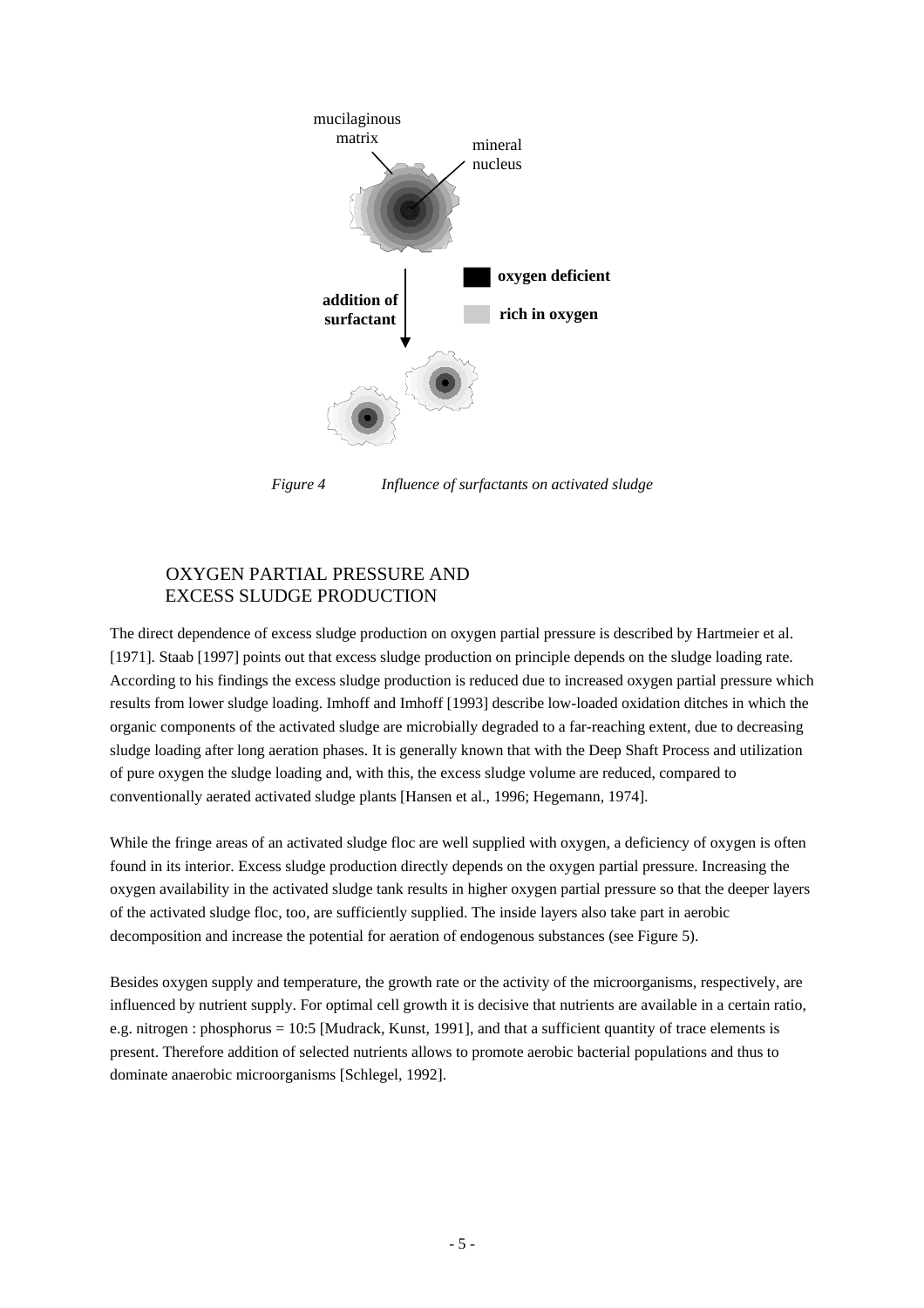*Figure 4 Influence of surfactants on activated sludge*

## OXYGEN PARTIAL PRESSURE AND EXCESS SLUDGE PRODUCTION

The direct dependence of excess sludge production on oxygen partial pressure is described by Hartmeier et al. [1971]. Staab [1997] points out that excess sludge production on principle depends on the sludge loading rate. According to his findings the excess sludge production is reduced due to increased oxygen partial pressure which results from lower sludge loading. Imhoff and Imhoff [1993] describe low-loaded oxidation ditches in which the organic components of the activated sludge are microbially degraded to a far-reaching extent, due to decreasing sludge loading after long aeration phases. It is generally known that with the Deep Shaft Process and utilization of pure oxygen the sludge loading and, with this, the excess sludge volume are reduced, compared to conventionally aerated activated sludge plants [Hansen et al., 1996; Hegemann, 1974].

While the fringe areas of an activated sludge floc are well supplied with oxygen, a deficiency of oxygen is often found in its interior. Excess sludge production directly depends on the oxygen partial pressure. Increasing the oxygen availability in the activated sludge tank results in higher oxygen partial pressure so that the deeper layers of the activated sludge floc, too, are sufficiently supplied. The inside layers also take part in aerobic decomposition and increase the potential for aeration of endogenous substances (see Figure 5).

Besides oxygen supply and temperature, the growth rate or the activity of the microorganisms, respectively, are influenced by nutrient supply. For optimal cell growth it is decisive that nutrients are available in a certain ratio, e.g. nitrogen : phosphorus = 10:5 [Mudrack, Kunst, 1991], and that a sufficient quantity of trace elements is present. Therefore addition of selected nutrients allows to promote aerobic bacterial populations and thus to dominate anaerobic microorganisms [Schlegel, 1992].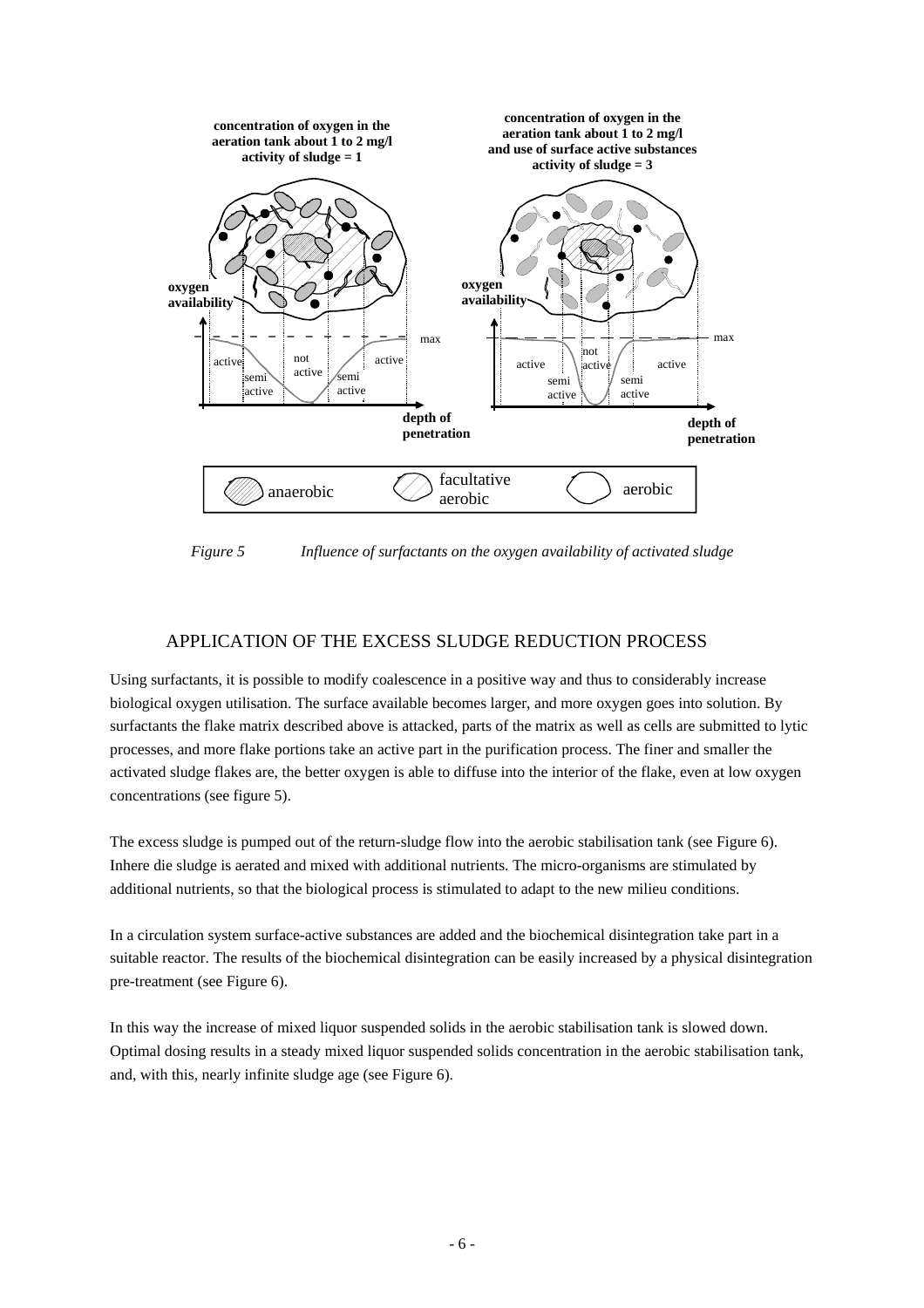*Figure 5 Influence of surfactants on the oxygen availability of activated sludge*

## APPLICATION OF THE EXCESS SLUDGE REDUCTION PROCESS

Using surfactants, it is possible to modify coalescence in a positive way and thus to considerably increase biological oxygen utilisation. The surface available becomes larger, and more oxygen goes into solution. By surfactants the flake matrix described above is attacked, parts of the matrix as well as cells are submitted to lytic processes, and more flake portions take an active part in the purification process. The finer and smaller the activated sludge flakes are, the better oxygen is able to diffuse into the interior of the flake, even at low oxygen concentrations (see figure 5).

The excess sludge is pumped out of the return-sludge flow into the aerobic stabilisation tank (see Figure 6). Inhere die sludge is aerated and mixed with additional nutrients. The micro-organisms are stimulated by additional nutrients, so that the biological process is stimulated to adapt to the new milieu conditions.

In a circulation system surface-active substances are added and the biochemical disintegration take part in a suitable reactor. The results of the biochemical disintegration can be easily increased by a physical disintegration pre-treatment (see Figure 6).

In this way the increase of mixed liquor suspended solids in the aerobic stabilisation tank is slowed down. Optimal dosing results in a steady mixed liquor suspended solids concentration in the aerobic stabilisation tank, and, with this, nearly infinite sludge age (see Figure 6).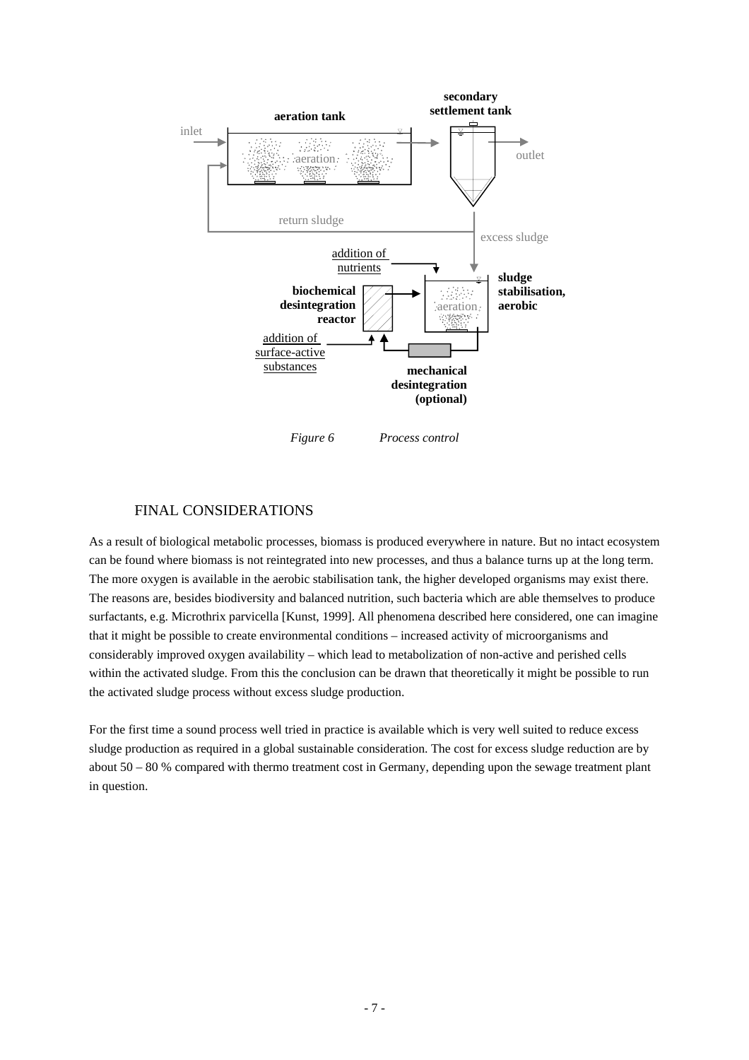*Figure 6 Process control*

## FINAL CONSIDERATIONS

As a result of biological metabolic processes, biomass is produced everywhere in nature. But no intact ecosystem can be found where biomass is not reintegrated into new processes, and thus a balance turns up at the long term. The more oxygen is available in the aerobic stabilisation tank, the higher developed organisms may exist there. The reasons are, besides biodiversity and balanced nutrition, such bacteria which are able themselves to produce surfactants, e.g. Microthrix parvicella [Kunst, 1999]. All phenomena described here considered, one can imagine that it might be possible to create environmental conditions – increased activity of microorganisms and considerably improved oxygen availability – which lead to metabolization of non-active and perished cells within the activated sludge. From this the conclusion can be drawn that theoretically it might be possible to run the activated sludge process without excess sludge production.

For the first time a sound process well tried in practice is available which is very well suited to reduce excess sludge production as required in a global sustainable consideration. The cost for excess sludge reduction are by about 50 – 80 % compared with thermo treatment cost in Germany, depending upon the sewage treatment plant in question.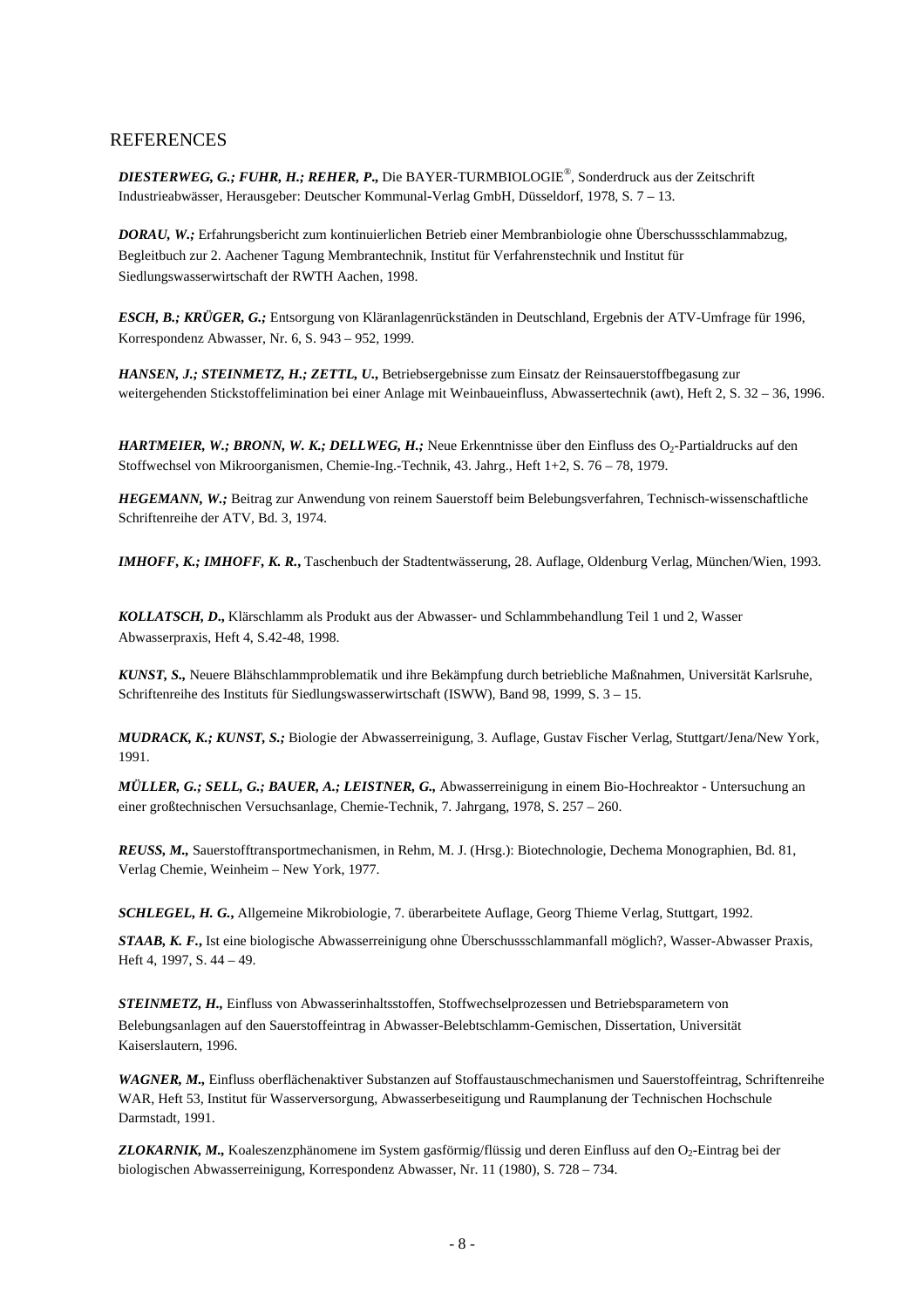## REFERENCES

***DIESTERWEG, G.; FUHR, H.; REHER, P.,*** Die BAYER-TURMBIOLOGIE®, Sonderdruck aus der Zeitschrift Industrieabwässer, Herausgeber: Deutscher Kommunal-Verlag GmbH, Düsseldorf, 1978, S. 7 – 13.

***DORAU, W.;*** Erfahrungsbericht zum kontinuierlichen Betrieb einer Membranbiologie ohne Überschussschlammabzug, Begleitbuch zur 2. Aachener Tagung Membrantechnik, Institut für Verfahrenstechnik und Institut für Siedlungswasserwirtschaft der RWTH Aachen, 1998.

***ESCH, B.; KRÜGER, G.;*** Entsorgung von Kläranlagenrückständen in Deutschland, Ergebnis der ATV-Umfrage für 1996, Korrespondenz Abwasser, Nr. 6, S. 943 – 952, 1999.

***HANSEN, J.; STEINMETZ, H.; ZETTL, U.,*** Betriebsergebnisse zum Einsatz der Reinsauerstoffbegasung zur weitergehenden Stickstoffelimination bei einer Anlage mit Weinbaueinfluss, Abwassertechnik (awt), Heft 2, S. 32 – 36, 1996.

***HARTMEIER, W.; BRONN, W. K.; DELLWEG, H.;*** Neue Erkenntnisse über den Einfluss des $O_2$-Partialdrucks auf den Stoffwechsel von Mikroorganismen, Chemie-Ing.-Technik, 43. Jahrg., Heft 1+2, S. 76 – 78, 1979.

***HEGEMANN, W.;*** Beitrag zur Anwendung von reinem Sauerstoff beim Belebungsverfahren, Technisch-wissenschaftliche Schriftenreihe der ATV, Bd. 3, 1974.

***IMHOFF, K.; IMHOFF, K. R.,*** Taschenbuch der Stadtentwässerung, 28. Auflage, Oldenburg Verlag, München/Wien, 1993.

***KOLLATSCH, D.,*** Klärschlamm als Produkt aus der Abwasser- und Schlammbehandlung Teil 1 und 2, Wasser Abwasserpraxis, Heft 4, S.42-48, 1998.

***KUNST, S.,*** Neuere Blähschlammproblematik und ihre Bekämpfung durch betriebliche Maßnahmen, Universität Karlsruhe, Schriftenreihe des Instituts für Siedlungswasserwirtschaft (ISWW), Band 98, 1999, S. 3 – 15.

***MUDRACK, K.; KUNST, S.;*** Biologie der Abwasserreinigung, 3. Auflage, Gustav Fischer Verlag, Stuttgart/Jena/New York, 1991.

***MÜLLER, G.; SELL, G.; BAUER, A.; LEISTNER, G.,*** Abwasserreinigung in einem Bio-Hochreaktor - Untersuchung an einer großtechnischen Versuchsanlage, Chemie-Technik, 7. Jahrgang, 1978, S. 257 – 260.

***REUSS, M.,*** Sauerstofftransportmechanismen, in Rehm, M. J. (Hrsg.): Biotechnologie, Dechema Monographien, Bd. 81, Verlag Chemie, Weinheim – New York, 1977.

***SCHLEGEL, H. G.,*** Allgemeine Mikrobiologie, 7. überarbeitete Auflage, Georg Thieme Verlag, Stuttgart, 1992.

***STAAB, K. F.,*** Ist eine biologische Abwasserreinigung ohne Überschussschlammanfall möglich?, Wasser-Abwasser Praxis, Heft 4, 1997, S. 44 – 49.

***STEINMETZ, H.,*** Einfluss von Abwasserinhaltsstoffen, Stoffwechselprozessen und Betriebsparametern von Belebungsanlagen auf den Sauerstoffeintrag in Abwasser-Belebtschlamm-Gemischen, Dissertation, Universität Kaiserslautern, 1996.

***WAGNER, M.,*** Einfluss oberflächenaktiver Substanzen auf Stoffaustauschmechanismen und Sauerstoffeintrag, Schriftenreihe WAR, Heft 53, Institut für Wasserversorgung, Abwasserbeseitigung und Raumplanung der Technischen Hochschule Darmstadt, 1991.

***ZLOKARNIK, M.,*** Koaleszenzphänomene im System gasförmig/flüssig und deren Einfluss auf den $O_2$-Eintrag bei der biologischen Abwasserreinigung, Korrespondenz Abwasser, Nr. 11 (1980), S. 728 – 734.